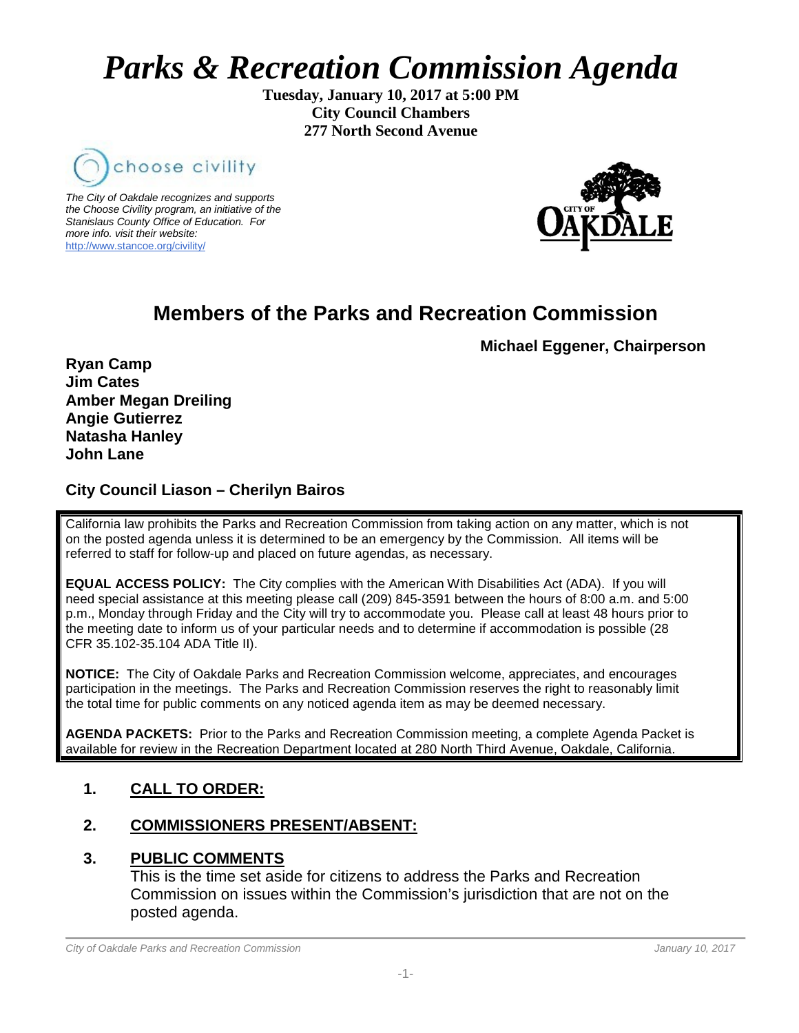# *Parks & Recreation Commission Agenda*

**Tuesday, January 10, 2017 at 5:00 PM**
**City Council Chambers**
**277 North Second Avenue**

choose civility

*The City of Oakdale recognizes and supports the Choose Civility program, an initiative of the Stanislaus County Office of Education. For more info. visit their website:* http://www.stancoe.org/civility/

CITY OF OAKDALE

## Members of the Parks and Recreation Commission

**Michael Eggener, Chairperson**

**Ryan Camp**
**Jim Cates**
**Amber Megan Dreiling**
**Angie Gutierrez**
**Natasha Hanley**
**John Lane**

**City Council Liason – Cherilyn Bairos**

California law prohibits the Parks and Recreation Commission from taking action on any matter, which is not on the posted agenda unless it is determined to be an emergency by the Commission. All items will be referred to staff for follow-up and placed on future agendas, as necessary.

**EQUAL ACCESS POLICY:** The City complies with the American With Disabilities Act (ADA). If you will need special assistance at this meeting please call (209) 845-3591 between the hours of 8:00 a.m. and 5:00 p.m., Monday through Friday and the City will try to accommodate you. Please call at least 48 hours prior to the meeting date to inform us of your particular needs and to determine if accommodation is possible (28 CFR 35.102-35.104 ADA Title II).

**NOTICE:** The City of Oakdale Parks and Recreation Commission welcome, appreciates, and encourages participation in the meetings. The Parks and Recreation Commission reserves the right to reasonably limit the total time for public comments on any noticed agenda item as may be deemed necessary.

**AGENDA PACKETS:** Prior to the Parks and Recreation Commission meeting, a complete Agenda Packet is available for review in the Recreation Department located at 280 North Third Avenue, Oakdale, California.

1. **CALL TO ORDER:**

2. **COMMISSIONERS PRESENT/ABSENT:**

3. **PUBLIC COMMENTS**
   This is the time set aside for citizens to address the Parks and Recreation Commission on issues within the Commission's jurisdiction that are not on the posted agenda.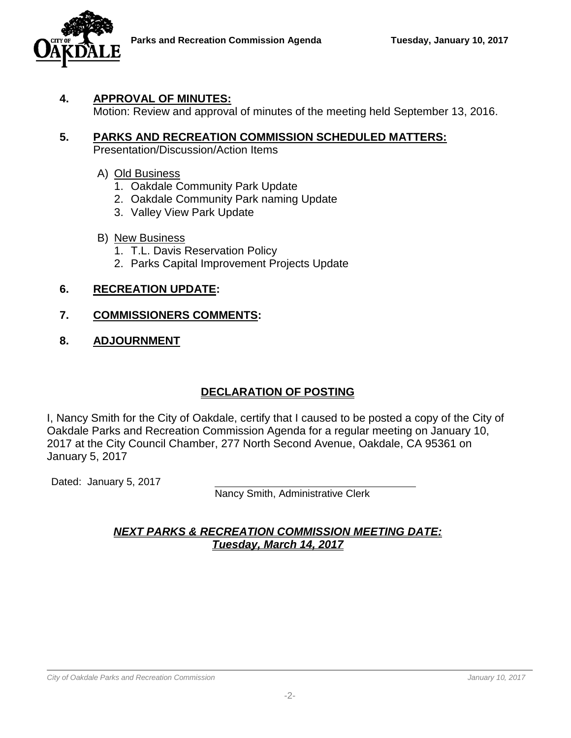**4. APPROVAL OF MINUTES:**

Motion: Review and approval of minutes of the meeting held September 13, 2016.

**5. PARKS AND RECREATION COMMISSION SCHEDULED MATTERS:**

Presentation/Discussion/Action Items

A) Old Business

1. Oakdale Community Park Update
2. Oakdale Community Park naming Update
3. Valley View Park Update

B) New Business

1. T.L. Davis Reservation Policy
2. Parks Capital Improvement Projects Update

**6. RECREATION UPDATE:**

**7. COMMISSIONERS COMMENTS:**

**8. ADJOURNMENT**

## DECLARATION OF POSTING

I, Nancy Smith for the City of Oakdale, certify that I caused to be posted a copy of the City of Oakdale Parks and Recreation Commission Agenda for a regular meeting on January 10, 2017 at the City Council Chamber, 277 North Second Avenue, Oakdale, CA 95361 on January 5, 2017

Dated: January 5, 2017

Nancy Smith, Administrative Clerk

***NEXT PARKS & RECREATION COMMISSION MEETING DATE:***
***Tuesday, March 14, 2017***